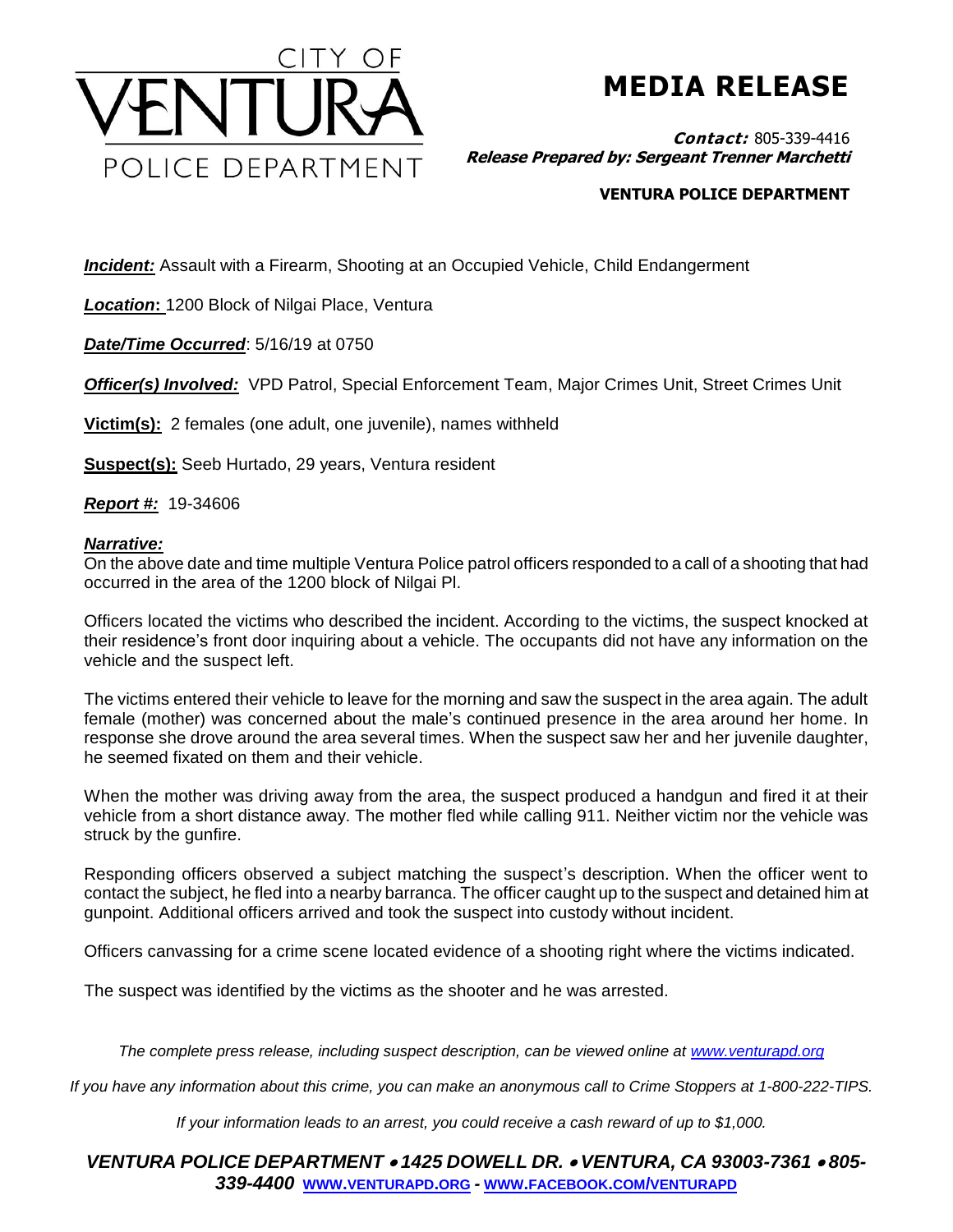CITY OF
VENTURA
POLICE DEPARTMENT

# MEDIA RELEASE

***Contact:*** 805-339-4416
***Release Prepared by: Sergeant Trenner Marchetti***

**VENTURA POLICE DEPARTMENT**

***Incident:*** Assault with a Firearm, Shooting at an Occupied Vehicle, Child Endangerment

***Location*:** 1200 Block of Nilgai Place, Ventura

***Date/Time Occurred***: 5/16/19 at 0750

***Officer(s) Involved:*** VPD Patrol, Special Enforcement Team, Major Crimes Unit, Street Crimes Unit

**Victim(s):** 2 females (one adult, one juvenile), names withheld

**Suspect(s):** Seeb Hurtado, 29 years, Ventura resident

***Report #:*** 19-34606

***Narrative:***

On the above date and time multiple Ventura Police patrol officers responded to a call of a shooting that had occurred in the area of the 1200 block of Nilgai Pl.

Officers located the victims who described the incident. According to the victims, the suspect knocked at their residence's front door inquiring about a vehicle. The occupants did not have any information on the vehicle and the suspect left.

The victims entered their vehicle to leave for the morning and saw the suspect in the area again. The adult female (mother) was concerned about the male's continued presence in the area around her home. In response she drove around the area several times. When the suspect saw her and her juvenile daughter, he seemed fixated on them and their vehicle.

When the mother was driving away from the area, the suspect produced a handgun and fired it at their vehicle from a short distance away. The mother fled while calling 911. Neither victim nor the vehicle was struck by the gunfire.

Responding officers observed a subject matching the suspect's description. When the officer went to contact the subject, he fled into a nearby barranca. The officer caught up to the suspect and detained him at gunpoint. Additional officers arrived and took the suspect into custody without incident.

Officers canvassing for a crime scene located evidence of a shooting right where the victims indicated.

The suspect was identified by the victims as the shooter and he was arrested.

*The complete press release, including suspect description, can be viewed online at www.venturapd.org*

*If you have any information about this crime, you can make an anonymous call to Crime Stoppers at 1-800-222-TIPS.*

*If your information leads to an arrest, you could receive a cash reward of up to $1,000.*

***VENTURA POLICE DEPARTMENT • 1425 DOWELL DR. • VENTURA, CA 93003-7361 • 805-339-4400*** **WWW.VENTURAPD.ORG - WWW.FACEBOOK.COM/VENTURAPD**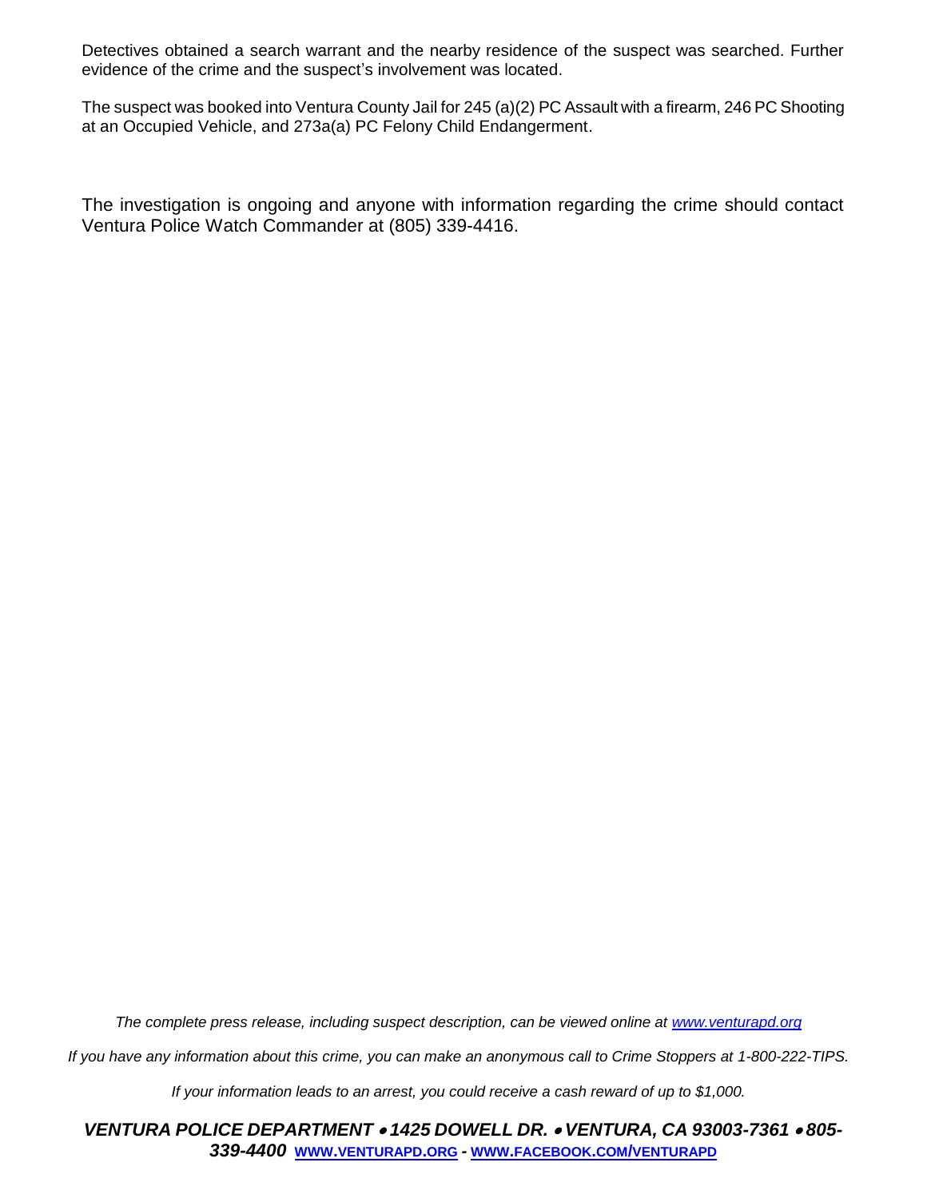Detectives obtained a search warrant and the nearby residence of the suspect was searched. Further evidence of the crime and the suspect's involvement was located.

The suspect was booked into Ventura County Jail for 245 (a)(2) PC Assault with a firearm, 246 PC Shooting at an Occupied Vehicle, and 273a(a) PC Felony Child Endangerment.

The investigation is ongoing and anyone with information regarding the crime should contact Ventura Police Watch Commander at (805) 339-4416.

*The complete press release, including suspect description, can be viewed online at [www.venturapd.org](http://www.venturapd.org)*

*If you have any information about this crime, you can make an anonymous call to Crime Stoppers at 1-800-222-TIPS.*

*If your information leads to an arrest, you could receive a cash reward of up to $1,000.*

***VENTURA POLICE DEPARTMENT • 1425 DOWELL DR. • VENTURA, CA 93003-7361 • 805-339-4400*** **[WWW.VENTURAPD.ORG](http://www.venturapd.org) - [WWW.FACEBOOK.COM/VENTURAPD](http://www.facebook.com/venturapd)**